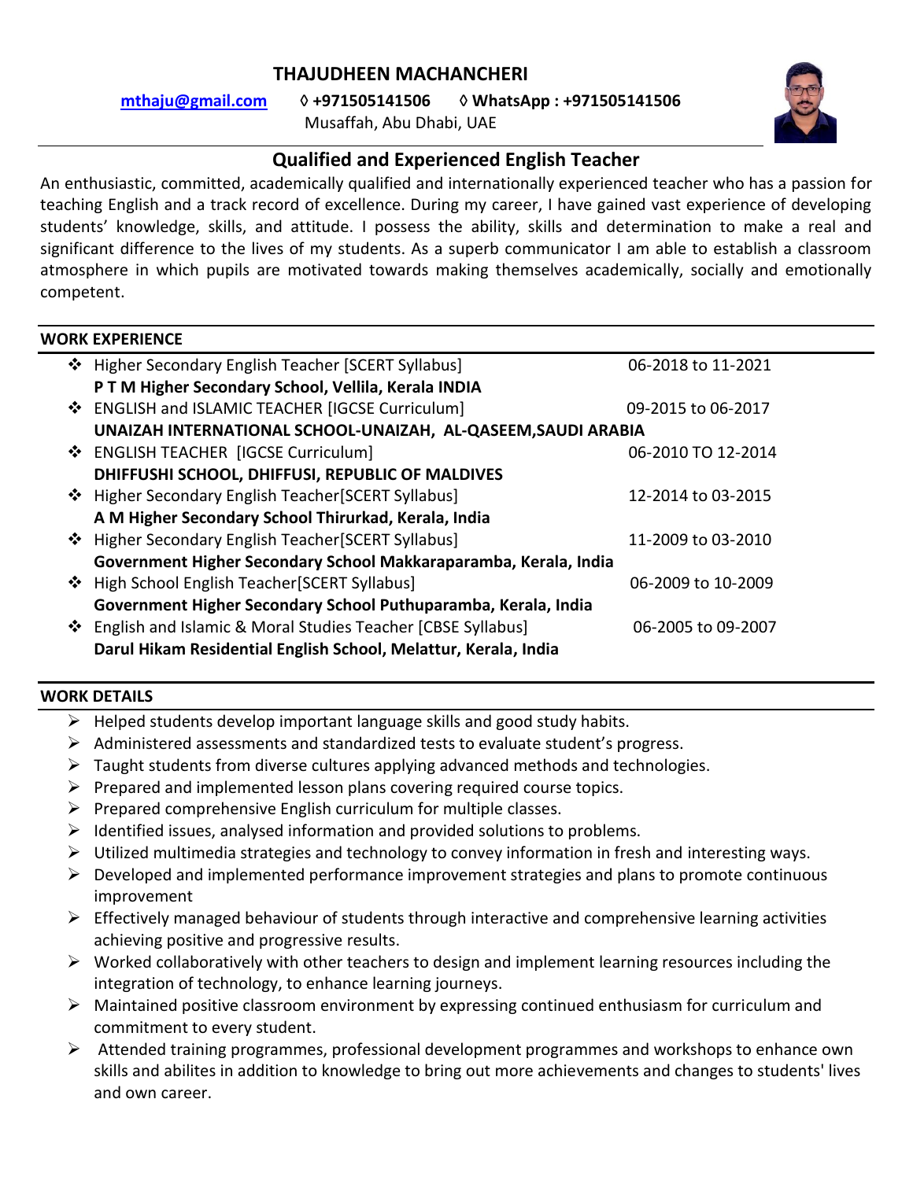# THAJUDHEEN MACHANCHERI

mthaju@gmail.com ◊ **+971505141506** ◊ **WhatsApp : +971505141506**
Musaffah, Abu Dhabi, UAE

## Qualified and Experienced English Teacher

An enthusiastic, committed, academically qualified and internationally experienced teacher who has a passion for teaching English and a track record of excellence. During my career, I have gained vast experience of developing students' knowledge, skills, and attitude. I possess the ability, skills and determination to make a real and significant difference to the lives of my students. As a superb communicator I am able to establish a classroom atmosphere in which pupils are motivated towards making themselves academically, socially and emotionally competent.

## WORK EXPERIENCE

- Higher Secondary English Teacher [SCERT Syllabus] — 06-2018 to 11-2021
  **P T M Higher Secondary School, Vellila, Kerala INDIA**
- ENGLISH and ISLAMIC TEACHER [IGCSE Curriculum] — 09-2015 to 06-2017
  **UNAIZAH INTERNATIONAL SCHOOL-UNAIZAH, AL-QASEEM,SAUDI ARABIA**
- ENGLISH TEACHER [IGCSE Curriculum] — 06-2010 TO 12-2014
  **DHIFFUSHI SCHOOL, DHIFFUSI, REPUBLIC OF MALDIVES**
- Higher Secondary English Teacher[SCERT Syllabus] — 12-2014 to 03-2015
  **A M Higher Secondary School Thirurkad, Kerala, India**
- Higher Secondary English Teacher[SCERT Syllabus] — 11-2009 to 03-2010
  **Government Higher Secondary School Makkaraparamba, Kerala, India**
- High School English Teacher[SCERT Syllabus] — 06-2009 to 10-2009
  **Government Higher Secondary School Puthuparamba, Kerala, India**
- English and Islamic & Moral Studies Teacher [CBSE Syllabus] — 06-2005 to 09-2007
  **Darul Hikam Residential English School, Melattur, Kerala, India**

## WORK DETAILS

- Helped students develop important language skills and good study habits.
- Administered assessments and standardized tests to evaluate student's progress.
- Taught students from diverse cultures applying advanced methods and technologies.
- Prepared and implemented lesson plans covering required course topics.
- Prepared comprehensive English curriculum for multiple classes.
- Identified issues, analysed information and provided solutions to problems.
- Utilized multimedia strategies and technology to convey information in fresh and interesting ways.
- Developed and implemented performance improvement strategies and plans to promote continuous improvement
- Effectively managed behaviour of students through interactive and comprehensive learning activities achieving positive and progressive results.
- Worked collaboratively with other teachers to design and implement learning resources including the integration of technology, to enhance learning journeys.
- Maintained positive classroom environment by expressing continued enthusiasm for curriculum and commitment to every student.
- Attended training programmes, professional development programmes and workshops to enhance own skills and abilites in addition to knowledge to bring out more achievements and changes to students' lives and own career.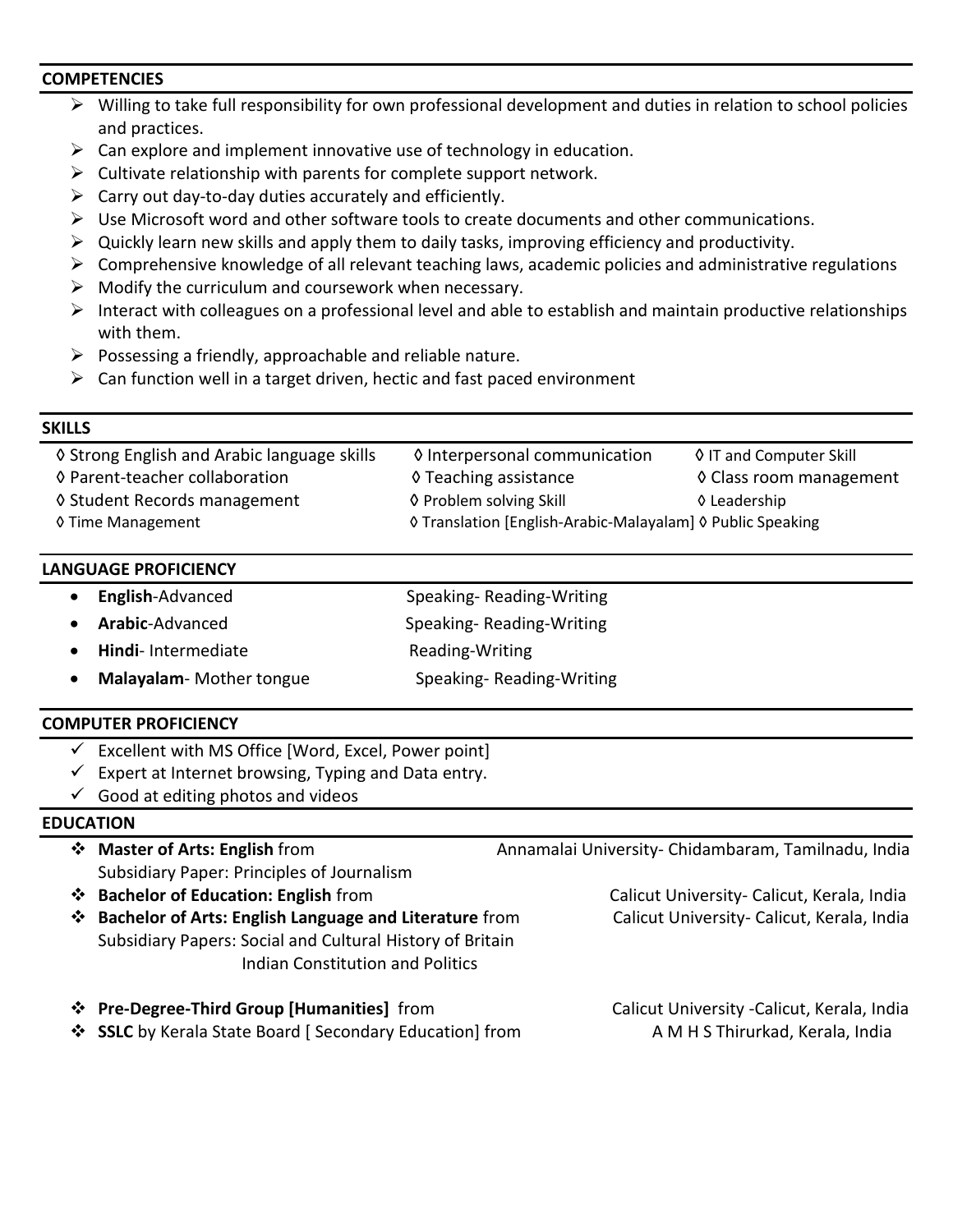## COMPETENCIES

- Willing to take full responsibility for own professional development and duties in relation to school policies and practices.
- Can explore and implement innovative use of technology in education.
- Cultivate relationship with parents for complete support network.
- Carry out day-to-day duties accurately and efficiently.
- Use Microsoft word and other software tools to create documents and other communications.
- Quickly learn new skills and apply them to daily tasks, improving efficiency and productivity.
- Comprehensive knowledge of all relevant teaching laws, academic policies and administrative regulations
- Modify the curriculum and coursework when necessary.
- Interact with colleagues on a professional level and able to establish and maintain productive relationships with them.
- Possessing a friendly, approachable and reliable nature.
- Can function well in a target driven, hectic and fast paced environment

## SKILLS

- ◊ Strong English and Arabic language skills
- ◊ Interpersonal communication
- ◊ IT and Computer Skill
- ◊ Parent-teacher collaboration
- ◊ Teaching assistance
- ◊ Class room management
- ◊ Student Records management
- ◊ Problem solving Skill
- ◊ Leadership
- ◊ Time Management
- ◊ Translation [English-Arabic-Malayalam]
- ◊ Public Speaking

## LANGUAGE PROFICIENCY

- **English**-Advanced — Speaking- Reading-Writing
- **Arabic**-Advanced — Speaking- Reading-Writing
- **Hindi**- Intermediate — Reading-Writing
- **Malayalam**- Mother tongue — Speaking- Reading-Writing

## COMPUTER PROFICIENCY

- ✓ Excellent with MS Office [Word, Excel, Power point]
- ✓ Expert at Internet browsing, Typing and Data entry.
- ✓ Good at editing photos and videos

## EDUCATION

- **Master of Arts: English** from Annamalai University- Chidambaram, Tamilnadu, India
  Subsidiary Paper: Principles of Journalism
- **Bachelor of Education: English** from Calicut University- Calicut, Kerala, India
- **Bachelor of Arts: English Language and Literature** from Calicut University- Calicut, Kerala, India
  Subsidiary Papers: Social and Cultural History of Britain
  Indian Constitution and Politics
- **Pre-Degree-Third Group [Humanities]** from Calicut University -Calicut, Kerala, India
- **SSLC** by Kerala State Board [ Secondary Education] from A M H S Thirurkad, Kerala, India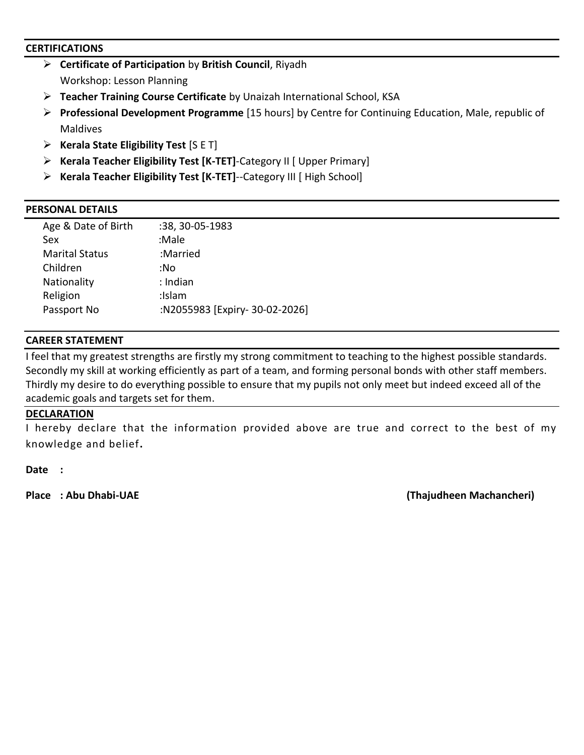## CERTIFICATIONS

- **Certificate of Participation** by **British Council**, Riyadh
  Workshop: Lesson Planning
- **Teacher Training Course Certificate** by Unaizah International School, KSA
- **Professional Development Programme** [15 hours] by Centre for Continuing Education, Male, republic of Maldives
- **Kerala State Eligibility Test** [S E T]
- **Kerala Teacher Eligibility Test [K-TET]**-Category II [ Upper Primary]
- **Kerala Teacher Eligibility Test [K-TET]**--Category III [ High School]

## PERSONAL DETAILS

| | |
|---|---|
| Age & Date of Birth | :38, 30-05-1983 |
| Sex | :Male |
| Marital Status | :Married |
| Children | :No |
| Nationality | : Indian |
| Religion | :Islam |
| Passport No | :N2055983 [Expiry- 30-02-2026] |

## CAREER STATEMENT

I feel that my greatest strengths are firstly my strong commitment to teaching to the highest possible standards. Secondly my skill at working efficiently as part of a team, and forming personal bonds with other staff members. Thirdly my desire to do everything possible to ensure that my pupils not only meet but indeed exceed all of the academic goals and targets set for them.

## DECLARATION

I hereby declare that the information provided above are true and correct to the best of my knowledge and belief.

**Date :**

**Place : Abu Dhabi-UAE** **(Thajudheen Machancheri)**